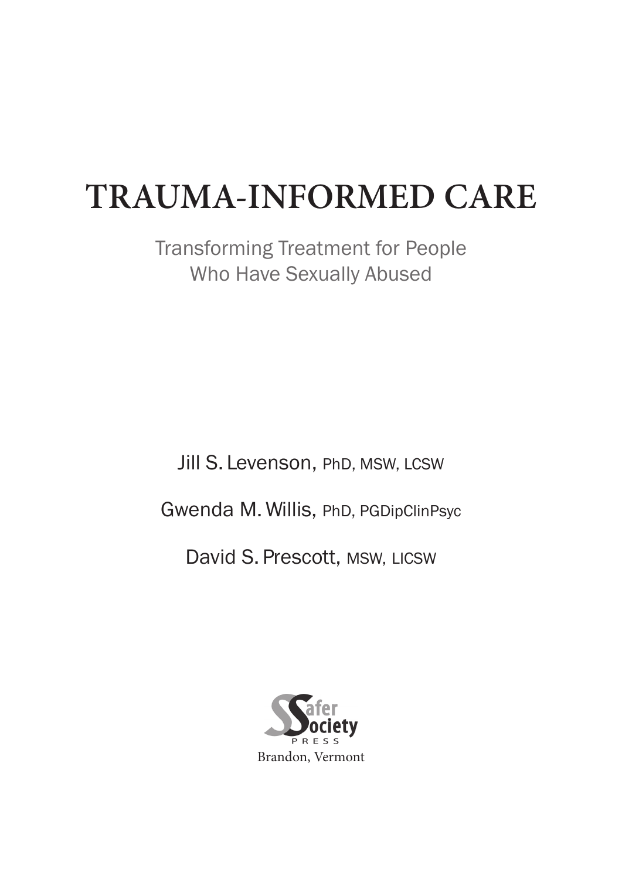# TRAUMA-INFORMED CARE

Transforming Treatment for People Who Have Sexually Abused

Jill S. Levenson, PhD, MSW, LCSW

Gwenda M. Willis, PhD, PGDipClinPsyc

David S. Prescott, MSW, LICSW

Safer Society PRESS

Brandon, Vermont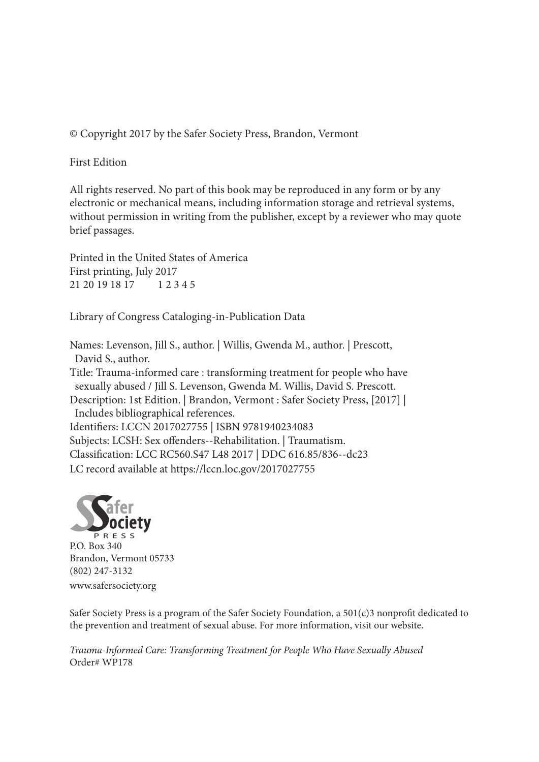© Copyright 2017 by the Safer Society Press, Brandon, Vermont

First Edition

All rights reserved. No part of this book may be reproduced in any form or by any electronic or mechanical means, including information storage and retrieval systems, without permission in writing from the publisher, except by a reviewer who may quote brief passages.

Printed in the United States of America
First printing, July 2017
21 20 19 18 17    1 2 3 4 5

Library of Congress Cataloging-in-Publication Data

Names: Levenson, Jill S., author. | Willis, Gwenda M., author. | Prescott, David S., author.
Title: Trauma-informed care : transforming treatment for people who have sexually abused / Jill S. Levenson, Gwenda M. Willis, David S. Prescott.
Description: 1st Edition. | Brandon, Vermont : Safer Society Press, [2017] | Includes bibliographical references.
Identifiers: LCCN 2017027755 | ISBN 9781940234083
Subjects: LCSH: Sex offenders--Rehabilitation. | Traumatism.
Classification: LCC RC560.S47 L48 2017 | DDC 616.85/836--dc23
LC record available at https://lccn.loc.gov/2017027755

Safer Society Press
P.O. Box 340
Brandon, Vermont 05733
(802) 247-3132
www.safersociety.org

Safer Society Press is a program of the Safer Society Foundation, a 501(c)3 nonprofit dedicated to the prevention and treatment of sexual abuse. For more information, visit our website.

*Trauma-Informed Care: Transforming Treatment for People Who Have Sexually Abused*
Order# WP178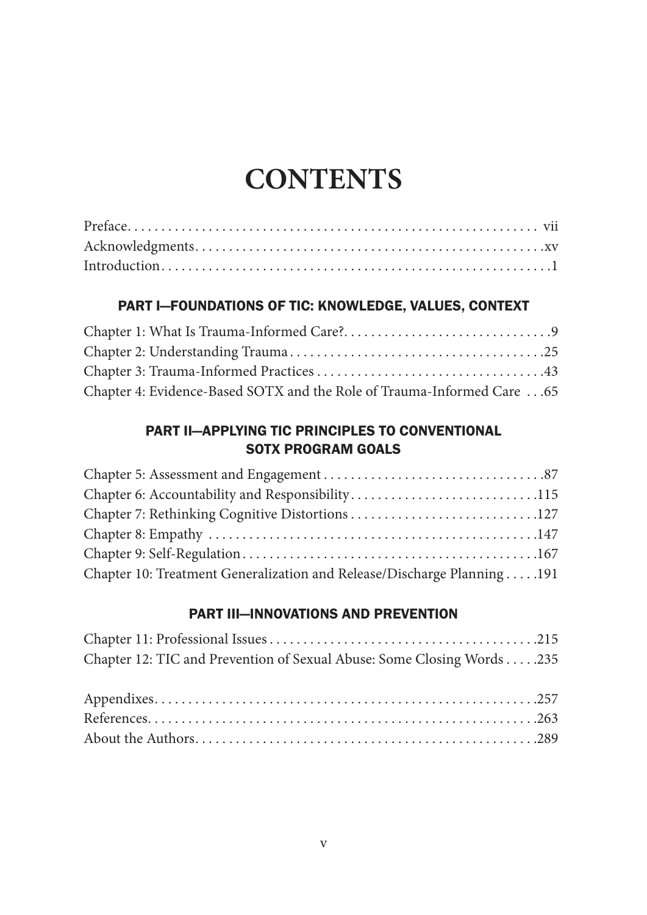# CONTENTS

Preface . . . vii
Acknowledgments . . . xv
Introduction . . . 1

## PART I—FOUNDATIONS OF TIC: KNOWLEDGE, VALUES, CONTEXT

Chapter 1: What Is Trauma-Informed Care? . . . 9
Chapter 2: Understanding Trauma . . . 25
Chapter 3: Trauma-Informed Practices . . . 43
Chapter 4: Evidence-Based SOTX and the Role of Trauma-Informed Care . . . 65

## PART II—APPLYING TIC PRINCIPLES TO CONVENTIONAL SOTX PROGRAM GOALS

Chapter 5: Assessment and Engagement . . . 87
Chapter 6: Accountability and Responsibility . . . 115
Chapter 7: Rethinking Cognitive Distortions . . . 127
Chapter 8: Empathy . . . 147
Chapter 9: Self-Regulation . . . 167
Chapter 10: Treatment Generalization and Release/Discharge Planning . . . 191

## PART III—INNOVATIONS AND PREVENTION

Chapter 11: Professional Issues . . . 215
Chapter 12: TIC and Prevention of Sexual Abuse: Some Closing Words . . . 235

Appendixes . . . 257
References . . . 263
About the Authors . . . 289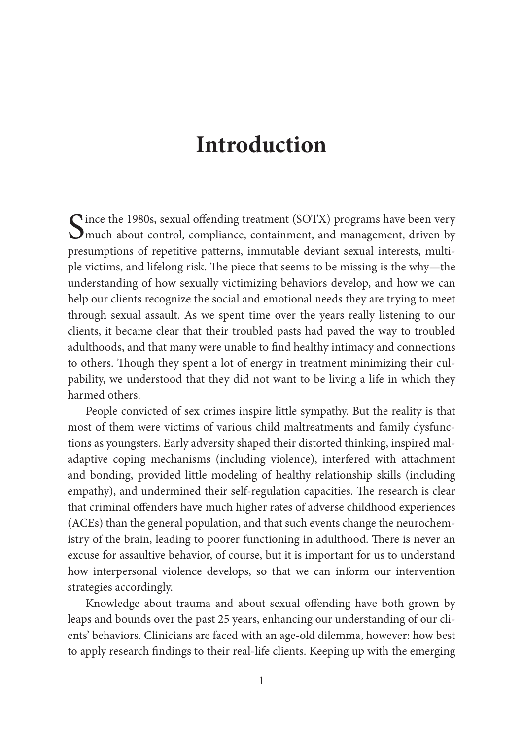# Introduction

Since the 1980s, sexual offending treatment (SOTX) programs have been very much about control, compliance, containment, and management, driven by presumptions of repetitive patterns, immutable deviant sexual interests, multiple victims, and lifelong risk. The piece that seems to be missing is the why—the understanding of how sexually victimizing behaviors develop, and how we can help our clients recognize the social and emotional needs they are trying to meet through sexual assault. As we spent time over the years really listening to our clients, it became clear that their troubled pasts had paved the way to troubled adulthoods, and that many were unable to find healthy intimacy and connections to others. Though they spent a lot of energy in treatment minimizing their culpability, we understood that they did not want to be living a life in which they harmed others.

People convicted of sex crimes inspire little sympathy. But the reality is that most of them were victims of various child maltreatments and family dysfunctions as youngsters. Early adversity shaped their distorted thinking, inspired maladaptive coping mechanisms (including violence), interfered with attachment and bonding, provided little modeling of healthy relationship skills (including empathy), and undermined their self-regulation capacities. The research is clear that criminal offenders have much higher rates of adverse childhood experiences (ACEs) than the general population, and that such events change the neurochemistry of the brain, leading to poorer functioning in adulthood. There is never an excuse for assaultive behavior, of course, but it is important for us to understand how interpersonal violence develops, so that we can inform our intervention strategies accordingly.

Knowledge about trauma and about sexual offending have both grown by leaps and bounds over the past 25 years, enhancing our understanding of our clients' behaviors. Clinicians are faced with an age-old dilemma, however: how best to apply research findings to their real-life clients. Keeping up with the emerging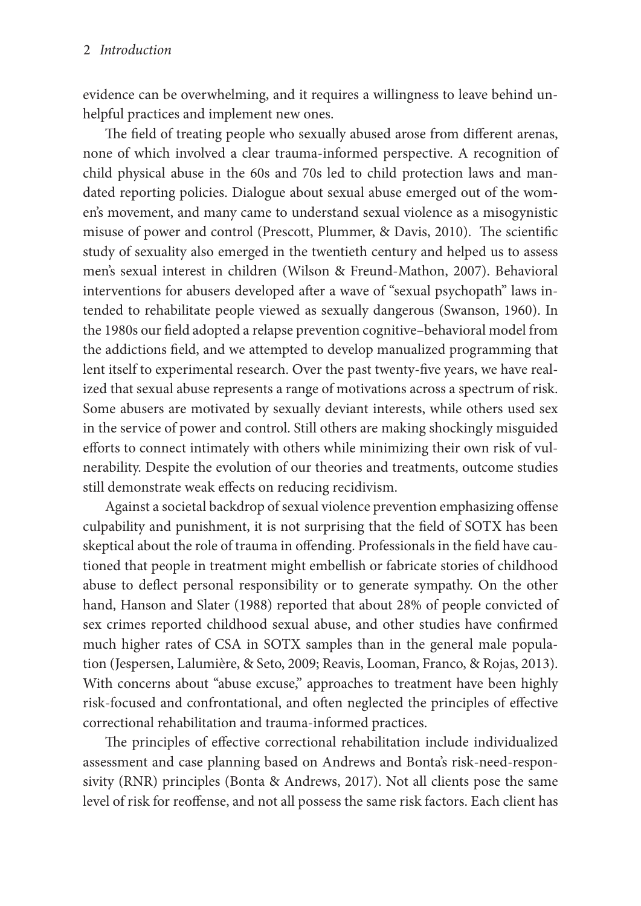evidence can be overwhelming, and it requires a willingness to leave behind unhelpful practices and implement new ones.

The field of treating people who sexually abused arose from different arenas, none of which involved a clear trauma-informed perspective. A recognition of child physical abuse in the 60s and 70s led to child protection laws and mandated reporting policies. Dialogue about sexual abuse emerged out of the women's movement, and many came to understand sexual violence as a misogynistic misuse of power and control (Prescott, Plummer, & Davis, 2010). The scientific study of sexuality also emerged in the twentieth century and helped us to assess men's sexual interest in children (Wilson & Freund-Mathon, 2007). Behavioral interventions for abusers developed after a wave of "sexual psychopath" laws intended to rehabilitate people viewed as sexually dangerous (Swanson, 1960). In the 1980s our field adopted a relapse prevention cognitive–behavioral model from the addictions field, and we attempted to develop manualized programming that lent itself to experimental research. Over the past twenty-five years, we have realized that sexual abuse represents a range of motivations across a spectrum of risk. Some abusers are motivated by sexually deviant interests, while others used sex in the service of power and control. Still others are making shockingly misguided efforts to connect intimately with others while minimizing their own risk of vulnerability. Despite the evolution of our theories and treatments, outcome studies still demonstrate weak effects on reducing recidivism.

Against a societal backdrop of sexual violence prevention emphasizing offense culpability and punishment, it is not surprising that the field of SOTX has been skeptical about the role of trauma in offending. Professionals in the field have cautioned that people in treatment might embellish or fabricate stories of childhood abuse to deflect personal responsibility or to generate sympathy. On the other hand, Hanson and Slater (1988) reported that about 28% of people convicted of sex crimes reported childhood sexual abuse, and other studies have confirmed much higher rates of CSA in SOTX samples than in the general male population (Jespersen, Lalumière, & Seto, 2009; Reavis, Looman, Franco, & Rojas, 2013). With concerns about "abuse excuse," approaches to treatment have been highly risk-focused and confrontational, and often neglected the principles of effective correctional rehabilitation and trauma-informed practices.

The principles of effective correctional rehabilitation include individualized assessment and case planning based on Andrews and Bonta's risk-need-responsivity (RNR) principles (Bonta & Andrews, 2017). Not all clients pose the same level of risk for reoffense, and not all possess the same risk factors. Each client has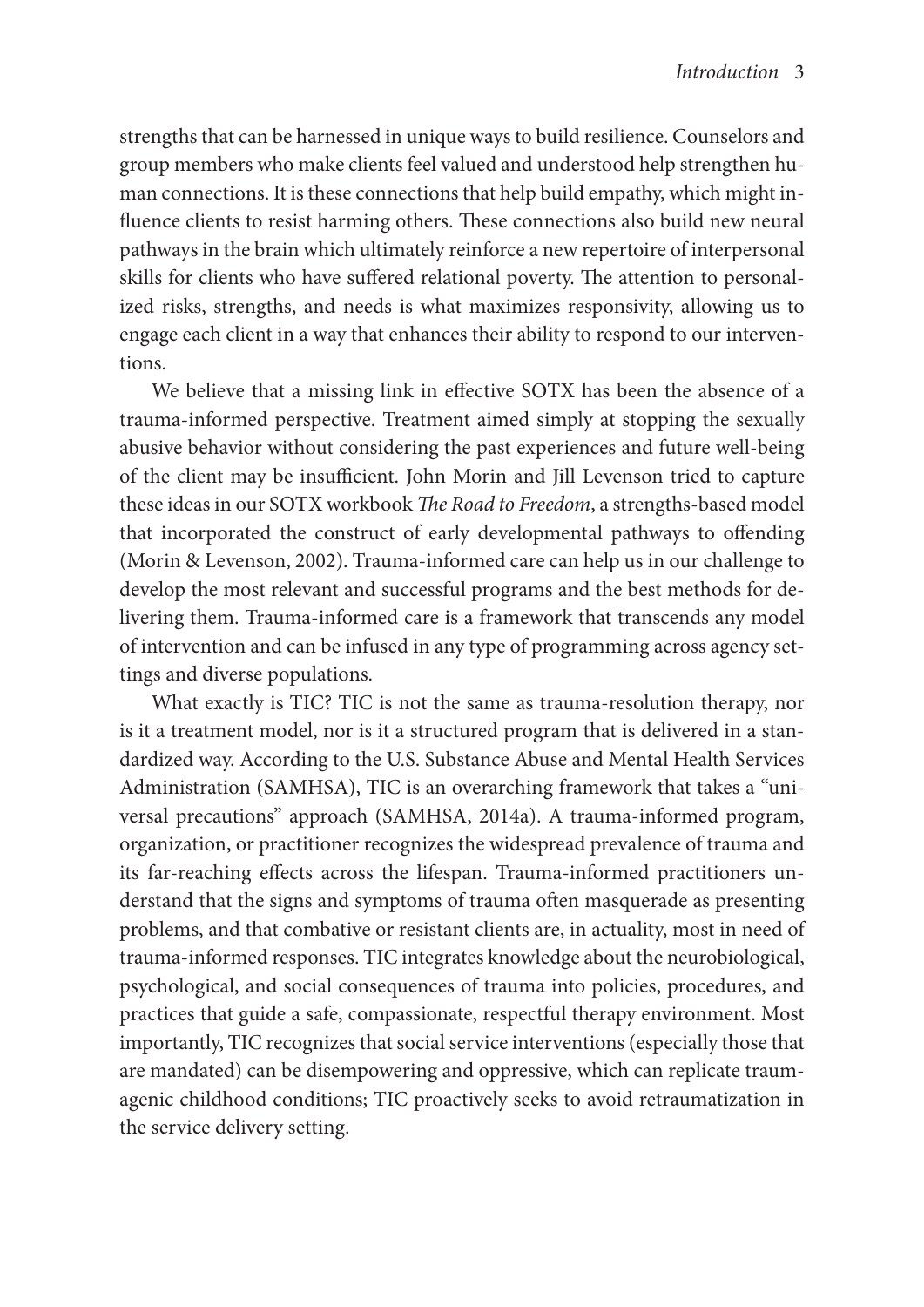strengths that can be harnessed in unique ways to build resilience. Counselors and group members who make clients feel valued and understood help strengthen human connections. It is these connections that help build empathy, which might influence clients to resist harming others. These connections also build new neural pathways in the brain which ultimately reinforce a new repertoire of interpersonal skills for clients who have suffered relational poverty. The attention to personalized risks, strengths, and needs is what maximizes responsivity, allowing us to engage each client in a way that enhances their ability to respond to our interventions.

We believe that a missing link in effective SOTX has been the absence of a trauma-informed perspective. Treatment aimed simply at stopping the sexually abusive behavior without considering the past experiences and future well-being of the client may be insufficient. John Morin and Jill Levenson tried to capture these ideas in our SOTX workbook *The Road to Freedom*, a strengths-based model that incorporated the construct of early developmental pathways to offending (Morin & Levenson, 2002). Trauma-informed care can help us in our challenge to develop the most relevant and successful programs and the best methods for delivering them. Trauma-informed care is a framework that transcends any model of intervention and can be infused in any type of programming across agency settings and diverse populations.

What exactly is TIC? TIC is not the same as trauma-resolution therapy, nor is it a treatment model, nor is it a structured program that is delivered in a standardized way. According to the U.S. Substance Abuse and Mental Health Services Administration (SAMHSA), TIC is an overarching framework that takes a "universal precautions" approach (SAMHSA, 2014a). A trauma-informed program, organization, or practitioner recognizes the widespread prevalence of trauma and its far-reaching effects across the lifespan. Trauma-informed practitioners understand that the signs and symptoms of trauma often masquerade as presenting problems, and that combative or resistant clients are, in actuality, most in need of trauma-informed responses. TIC integrates knowledge about the neurobiological, psychological, and social consequences of trauma into policies, procedures, and practices that guide a safe, compassionate, respectful therapy environment. Most importantly, TIC recognizes that social service interventions (especially those that are mandated) can be disempowering and oppressive, which can replicate traumagenic childhood conditions; TIC proactively seeks to avoid retraumatization in the service delivery setting.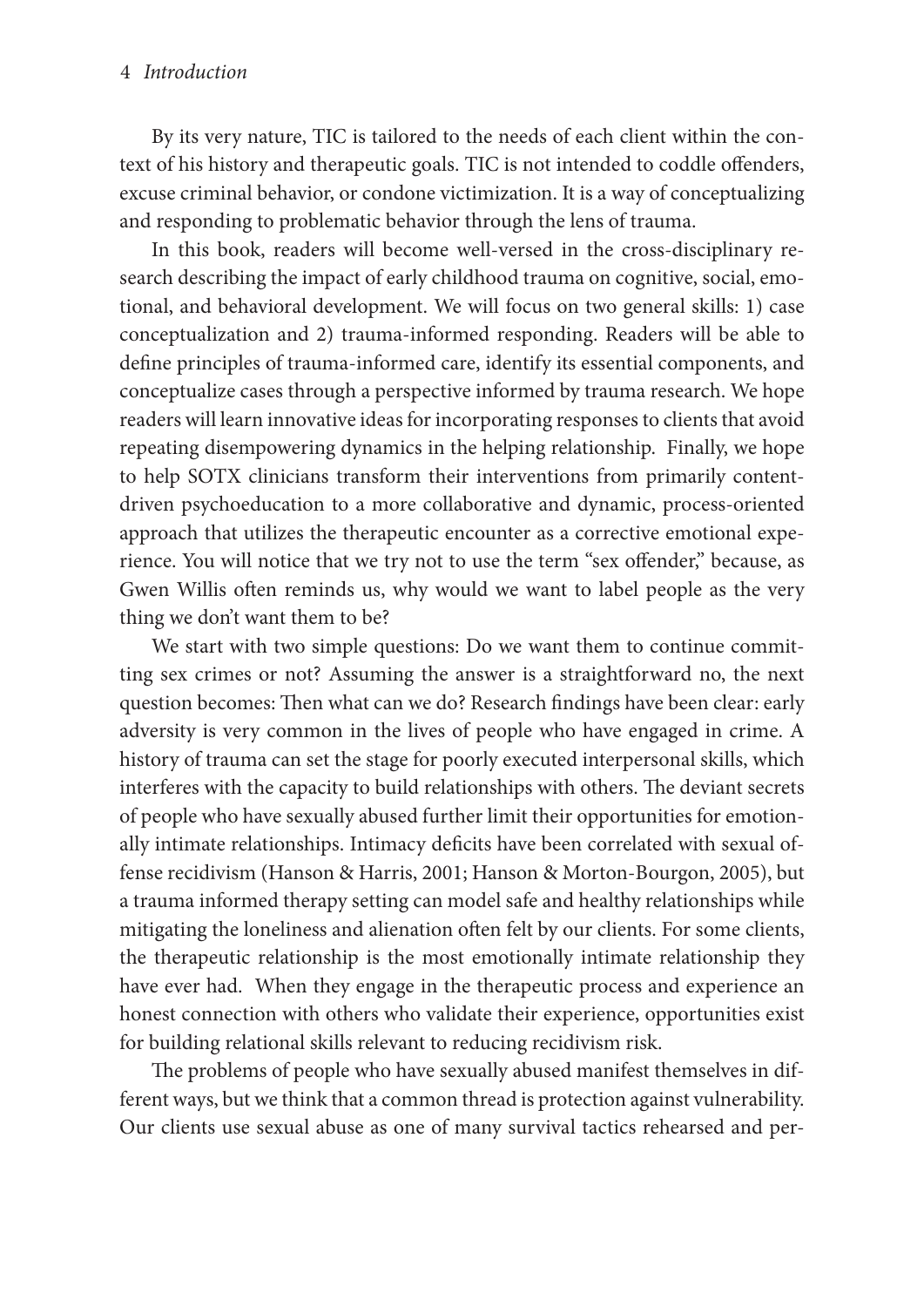By its very nature, TIC is tailored to the needs of each client within the context of his history and therapeutic goals. TIC is not intended to coddle offenders, excuse criminal behavior, or condone victimization. It is a way of conceptualizing and responding to problematic behavior through the lens of trauma.

In this book, readers will become well-versed in the cross-disciplinary research describing the impact of early childhood trauma on cognitive, social, emotional, and behavioral development. We will focus on two general skills: 1) case conceptualization and 2) trauma-informed responding. Readers will be able to define principles of trauma-informed care, identify its essential components, and conceptualize cases through a perspective informed by trauma research. We hope readers will learn innovative ideas for incorporating responses to clients that avoid repeating disempowering dynamics in the helping relationship. Finally, we hope to help SOTX clinicians transform their interventions from primarily content-driven psychoeducation to a more collaborative and dynamic, process-oriented approach that utilizes the therapeutic encounter as a corrective emotional experience. You will notice that we try not to use the term "sex offender," because, as Gwen Willis often reminds us, why would we want to label people as the very thing we don't want them to be?

We start with two simple questions: Do we want them to continue committing sex crimes or not? Assuming the answer is a straightforward no, the next question becomes: Then what can we do? Research findings have been clear: early adversity is very common in the lives of people who have engaged in crime. A history of trauma can set the stage for poorly executed interpersonal skills, which interferes with the capacity to build relationships with others. The deviant secrets of people who have sexually abused further limit their opportunities for emotionally intimate relationships. Intimacy deficits have been correlated with sexual offense recidivism (Hanson & Harris, 2001; Hanson & Morton-Bourgon, 2005), but a trauma informed therapy setting can model safe and healthy relationships while mitigating the loneliness and alienation often felt by our clients. For some clients, the therapeutic relationship is the most emotionally intimate relationship they have ever had. When they engage in the therapeutic process and experience an honest connection with others who validate their experience, opportunities exist for building relational skills relevant to reducing recidivism risk.

The problems of people who have sexually abused manifest themselves in different ways, but we think that a common thread is protection against vulnerability. Our clients use sexual abuse as one of many survival tactics rehearsed and per-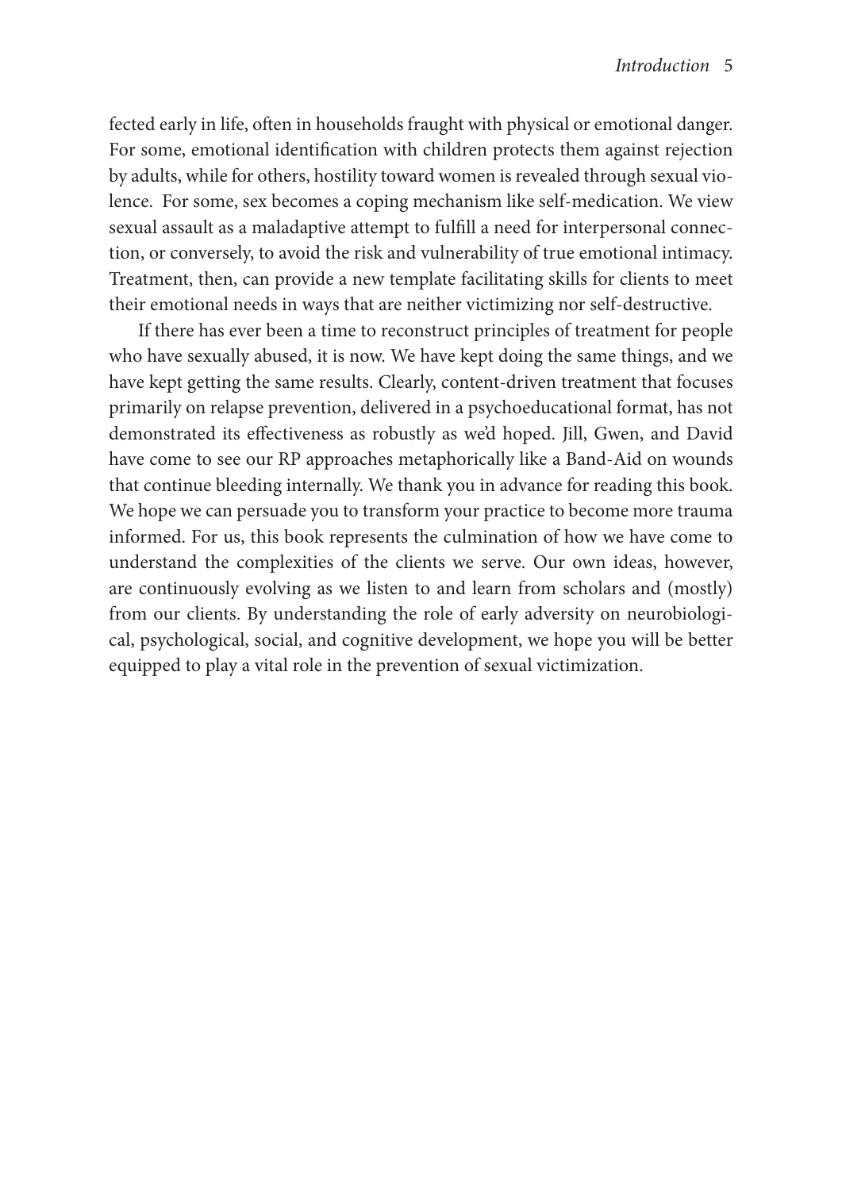fected early in life, often in households fraught with physical or emotional danger. For some, emotional identification with children protects them against rejection by adults, while for others, hostility toward women is revealed through sexual violence. For some, sex becomes a coping mechanism like self-medication. We view sexual assault as a maladaptive attempt to fulfill a need for interpersonal connection, or conversely, to avoid the risk and vulnerability of true emotional intimacy. Treatment, then, can provide a new template facilitating skills for clients to meet their emotional needs in ways that are neither victimizing nor self-destructive.

If there has ever been a time to reconstruct principles of treatment for people who have sexually abused, it is now. We have kept doing the same things, and we have kept getting the same results. Clearly, content-driven treatment that focuses primarily on relapse prevention, delivered in a psychoeducational format, has not demonstrated its effectiveness as robustly as we'd hoped. Jill, Gwen, and David have come to see our RP approaches metaphorically like a Band-Aid on wounds that continue bleeding internally. We thank you in advance for reading this book. We hope we can persuade you to transform your practice to become more trauma informed. For us, this book represents the culmination of how we have come to understand the complexities of the clients we serve. Our own ideas, however, are continuously evolving as we listen to and learn from scholars and (mostly) from our clients. By understanding the role of early adversity on neurobiological, psychological, social, and cognitive development, we hope you will be better equipped to play a vital role in the prevention of sexual victimization.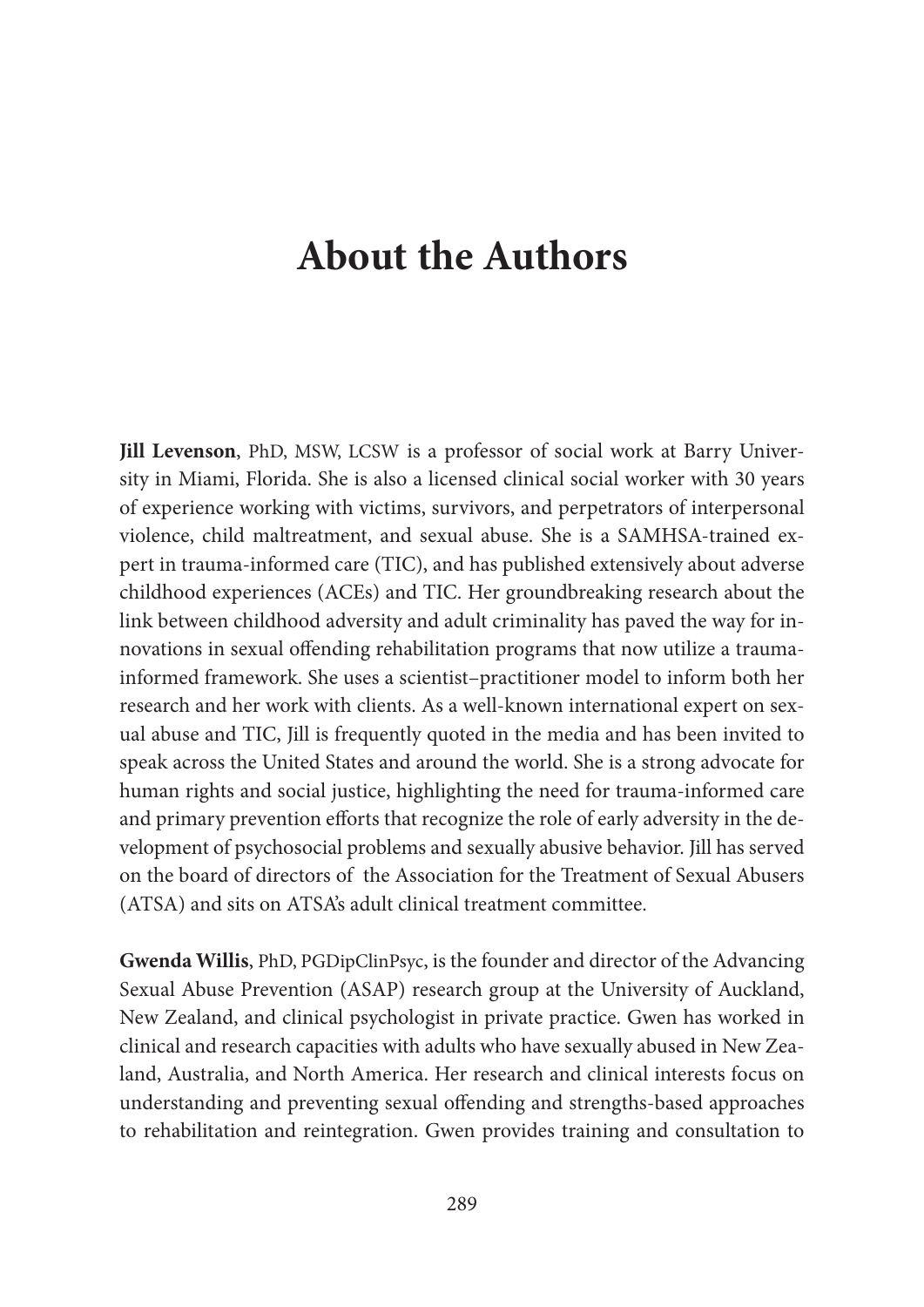# About the Authors

**Jill Levenson**, PhD, MSW, LCSW is a professor of social work at Barry University in Miami, Florida. She is also a licensed clinical social worker with 30 years of experience working with victims, survivors, and perpetrators of interpersonal violence, child maltreatment, and sexual abuse. She is a SAMHSA-trained expert in trauma-informed care (TIC), and has published extensively about adverse childhood experiences (ACEs) and TIC. Her groundbreaking research about the link between childhood adversity and adult criminality has paved the way for innovations in sexual offending rehabilitation programs that now utilize a trauma-informed framework. She uses a scientist–practitioner model to inform both her research and her work with clients. As a well-known international expert on sexual abuse and TIC, Jill is frequently quoted in the media and has been invited to speak across the United States and around the world. She is a strong advocate for human rights and social justice, highlighting the need for trauma-informed care and primary prevention efforts that recognize the role of early adversity in the development of psychosocial problems and sexually abusive behavior. Jill has served on the board of directors of the Association for the Treatment of Sexual Abusers (ATSA) and sits on ATSA's adult clinical treatment committee.

**Gwenda Willis**, PhD, PGDipClinPsyc, is the founder and director of the Advancing Sexual Abuse Prevention (ASAP) research group at the University of Auckland, New Zealand, and clinical psychologist in private practice. Gwen has worked in clinical and research capacities with adults who have sexually abused in New Zealand, Australia, and North America. Her research and clinical interests focus on understanding and preventing sexual offending and strengths-based approaches to rehabilitation and reintegration. Gwen provides training and consultation to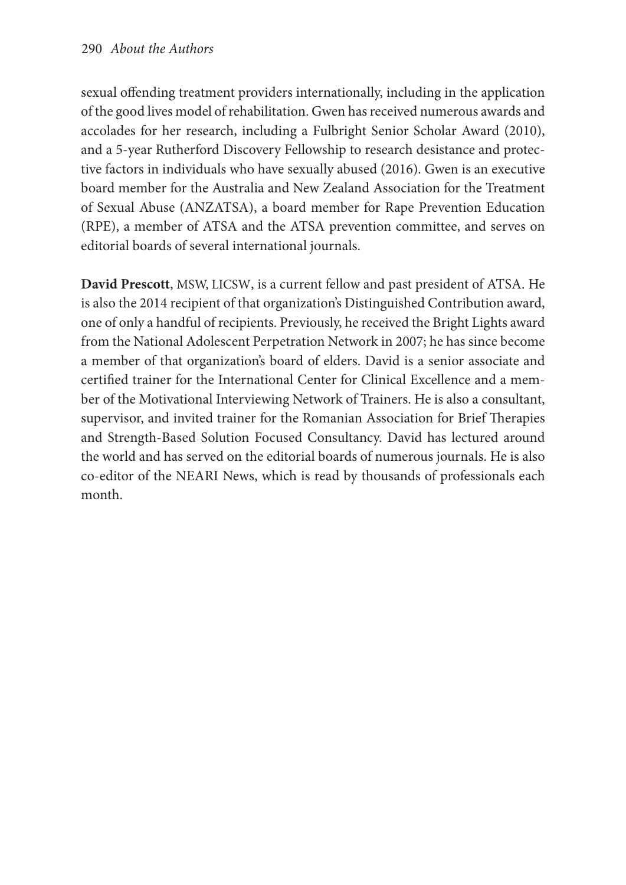sexual offending treatment providers internationally, including in the application of the good lives model of rehabilitation. Gwen has received numerous awards and accolades for her research, including a Fulbright Senior Scholar Award (2010), and a 5-year Rutherford Discovery Fellowship to research desistance and protective factors in individuals who have sexually abused (2016). Gwen is an executive board member for the Australia and New Zealand Association for the Treatment of Sexual Abuse (ANZATSA), a board member for Rape Prevention Education (RPE), a member of ATSA and the ATSA prevention committee, and serves on editorial boards of several international journals.

**David Prescott**, MSW, LICSW, is a current fellow and past president of ATSA. He is also the 2014 recipient of that organization's Distinguished Contribution award, one of only a handful of recipients. Previously, he received the Bright Lights award from the National Adolescent Perpetration Network in 2007; he has since become a member of that organization's board of elders. David is a senior associate and certified trainer for the International Center for Clinical Excellence and a member of the Motivational Interviewing Network of Trainers. He is also a consultant, supervisor, and invited trainer for the Romanian Association for Brief Therapies and Strength-Based Solution Focused Consultancy. David has lectured around the world and has served on the editorial boards of numerous journals. He is also co-editor of the NEARI News, which is read by thousands of professionals each month.